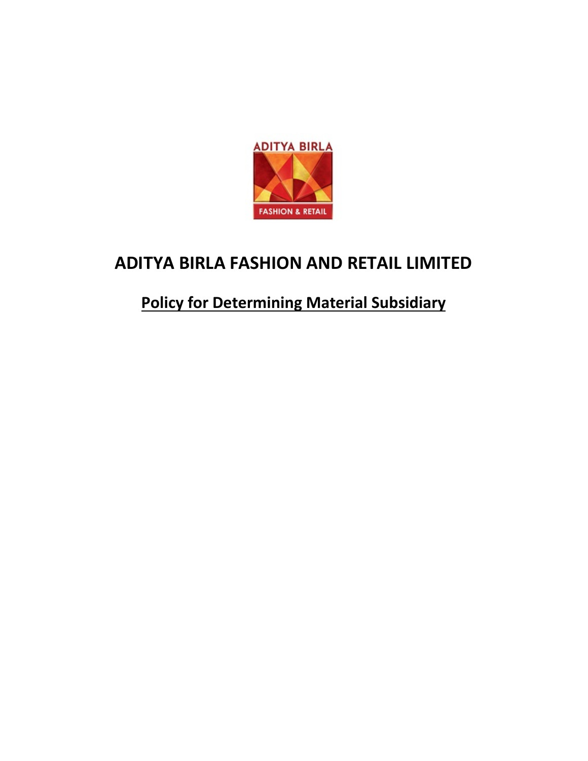# ADITYA BIRLA FASHION AND RETAIL LIMITED

## Policy for Determining Material Subsidiary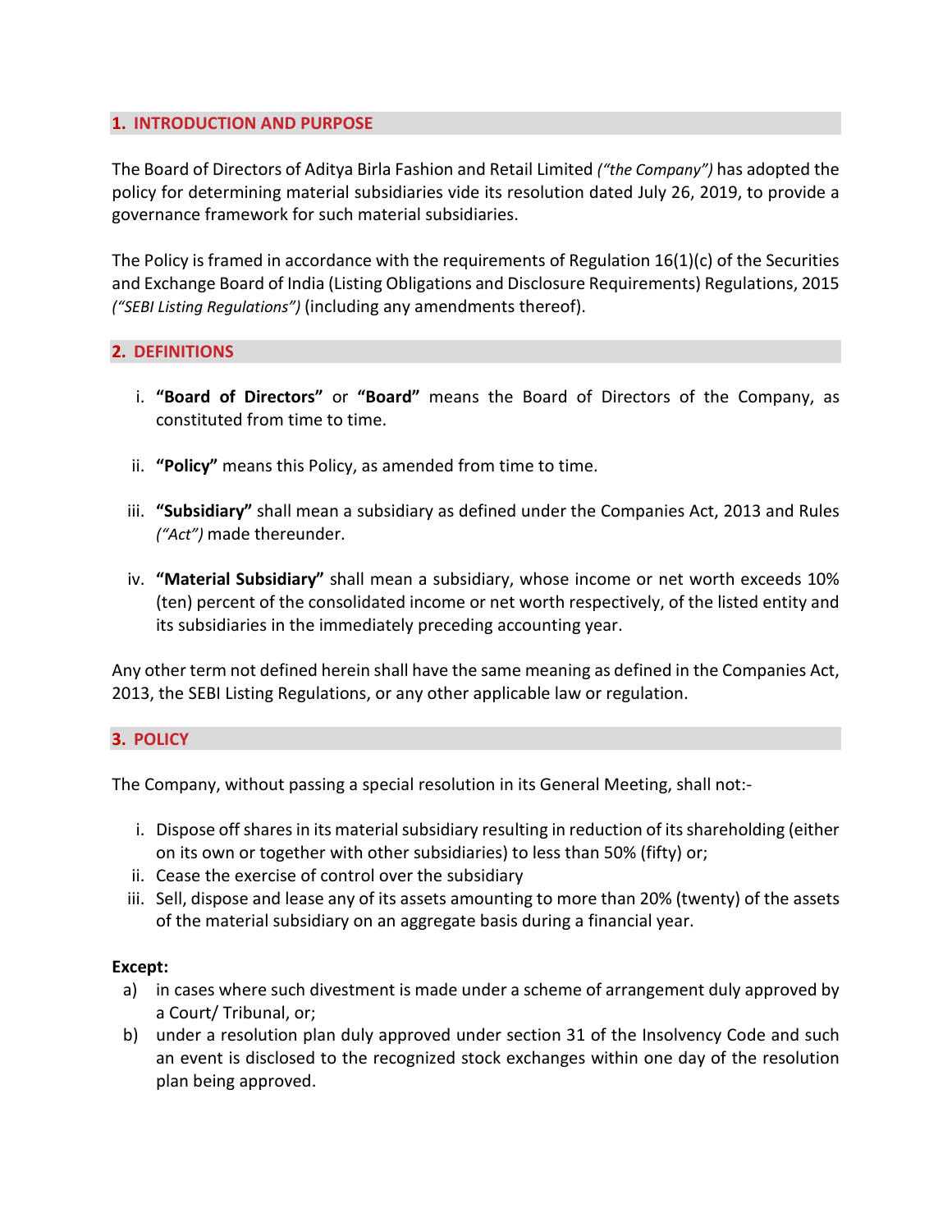## 1. INTRODUCTION AND PURPOSE

The Board of Directors of Aditya Birla Fashion and Retail Limited *("the Company")* has adopted the policy for determining material subsidiaries vide its resolution dated July 26, 2019, to provide a governance framework for such material subsidiaries.

The Policy is framed in accordance with the requirements of Regulation 16(1)(c) of the Securities and Exchange Board of India (Listing Obligations and Disclosure Requirements) Regulations, 2015 *("SEBI Listing Regulations")* (including any amendments thereof).

## 2. DEFINITIONS

i. **"Board of Directors"** or **"Board"** means the Board of Directors of the Company, as constituted from time to time.

ii. **"Policy"** means this Policy, as amended from time to time.

iii. **"Subsidiary"** shall mean a subsidiary as defined under the Companies Act, 2013 and Rules *("Act")* made thereunder.

iv. **"Material Subsidiary"** shall mean a subsidiary, whose income or net worth exceeds 10% (ten) percent of the consolidated income or net worth respectively, of the listed entity and its subsidiaries in the immediately preceding accounting year.

Any other term not defined herein shall have the same meaning as defined in the Companies Act, 2013, the SEBI Listing Regulations, or any other applicable law or regulation.

## 3. POLICY

The Company, without passing a special resolution in its General Meeting, shall not:-

i. Dispose off shares in its material subsidiary resulting in reduction of its shareholding (either on its own or together with other subsidiaries) to less than 50% (fifty) or;
ii. Cease the exercise of control over the subsidiary
iii. Sell, dispose and lease any of its assets amounting to more than 20% (twenty) of the assets of the material subsidiary on an aggregate basis during a financial year.

**Except:**

a) in cases where such divestment is made under a scheme of arrangement duly approved by a Court/ Tribunal, or;
b) under a resolution plan duly approved under section 31 of the Insolvency Code and such an event is disclosed to the recognized stock exchanges within one day of the resolution plan being approved.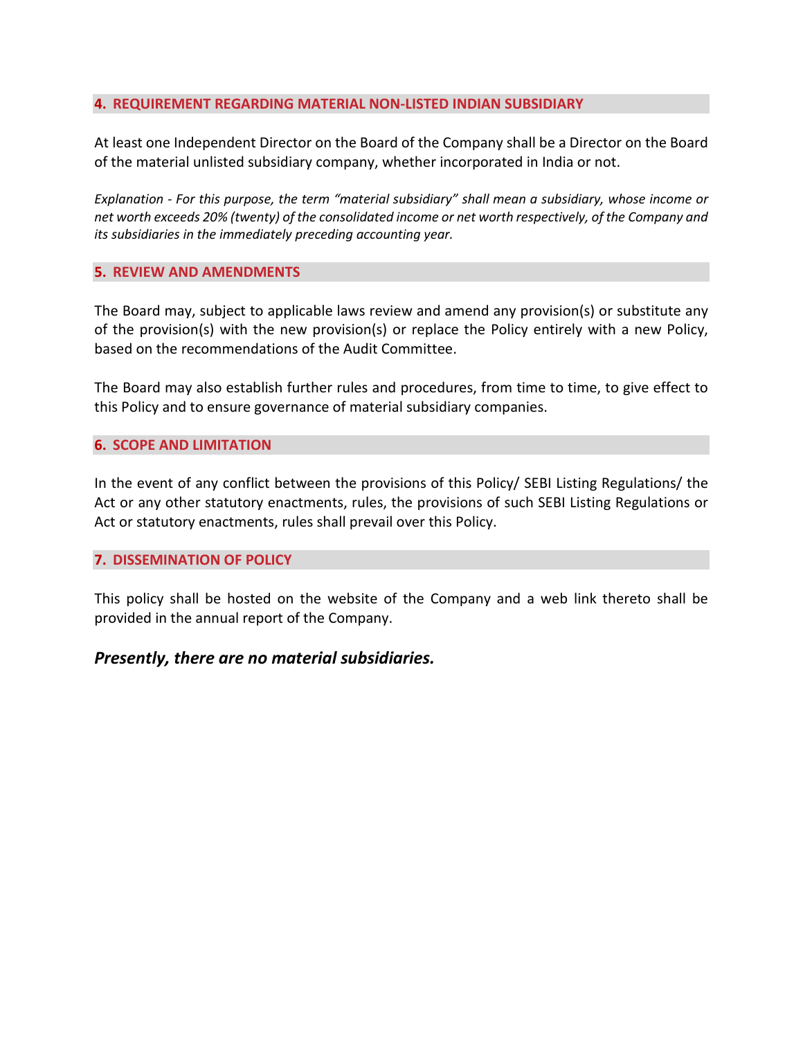## 4. REQUIREMENT REGARDING MATERIAL NON-LISTED INDIAN SUBSIDIARY

At least one Independent Director on the Board of the Company shall be a Director on the Board of the material unlisted subsidiary company, whether incorporated in India or not.

*Explanation - For this purpose, the term "material subsidiary" shall mean a subsidiary, whose income or net worth exceeds 20% (twenty) of the consolidated income or net worth respectively, of the Company and its subsidiaries in the immediately preceding accounting year.*

## 5. REVIEW AND AMENDMENTS

The Board may, subject to applicable laws review and amend any provision(s) or substitute any of the provision(s) with the new provision(s) or replace the Policy entirely with a new Policy, based on the recommendations of the Audit Committee.

The Board may also establish further rules and procedures, from time to time, to give effect to this Policy and to ensure governance of material subsidiary companies.

## 6. SCOPE AND LIMITATION

In the event of any conflict between the provisions of this Policy/ SEBI Listing Regulations/ the Act or any other statutory enactments, rules, the provisions of such SEBI Listing Regulations or Act or statutory enactments, rules shall prevail over this Policy.

## 7. DISSEMINATION OF POLICY

This policy shall be hosted on the website of the Company and a web link thereto shall be provided in the annual report of the Company.

***Presently, there are no material subsidiaries.***